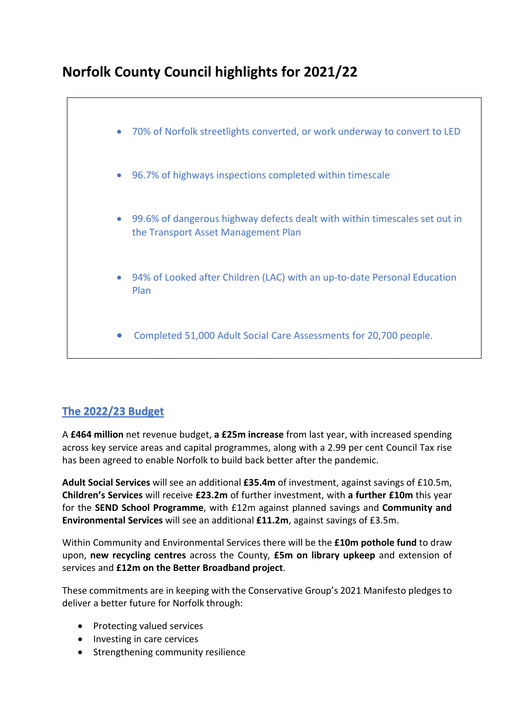# Norfolk County Council highlights for 2021/22

- 70% of Norfolk streetlights converted, or work underway to convert to LED
- 96.7% of highways inspections completed within timescale
- 99.6% of dangerous highway defects dealt with within timescales set out in the Transport Asset Management Plan
- 94% of Looked after Children (LAC) with an up-to-date Personal Education Plan
- Completed 51,000 Adult Social Care Assessments for 20,700 people.

## The 2022/23 Budget

A **£464 million** net revenue budget, **a £25m increase** from last year, with increased spending across key service areas and capital programmes, along with a 2.99 per cent Council Tax rise has been agreed to enable Norfolk to build back better after the pandemic.

**Adult Social Services** will see an additional **£35.4m** of investment, against savings of £10.5m, **Children's Services** will receive **£23.2m** of further investment, with **a further £10m** this year for the **SEND School Programme**, with £12m against planned savings and **Community and Environmental Services** will see an additional **£11.2m**, against savings of £3.5m.

Within Community and Environmental Services there will be the **£10m pothole fund** to draw upon, **new recycling centres** across the County, **£5m on library upkeep** and extension of services and **£12m on the Better Broadband project**.

These commitments are in keeping with the Conservative Group's 2021 Manifesto pledges to deliver a better future for Norfolk through:

- Protecting valued services
- Investing in care services
- Strengthening community resilience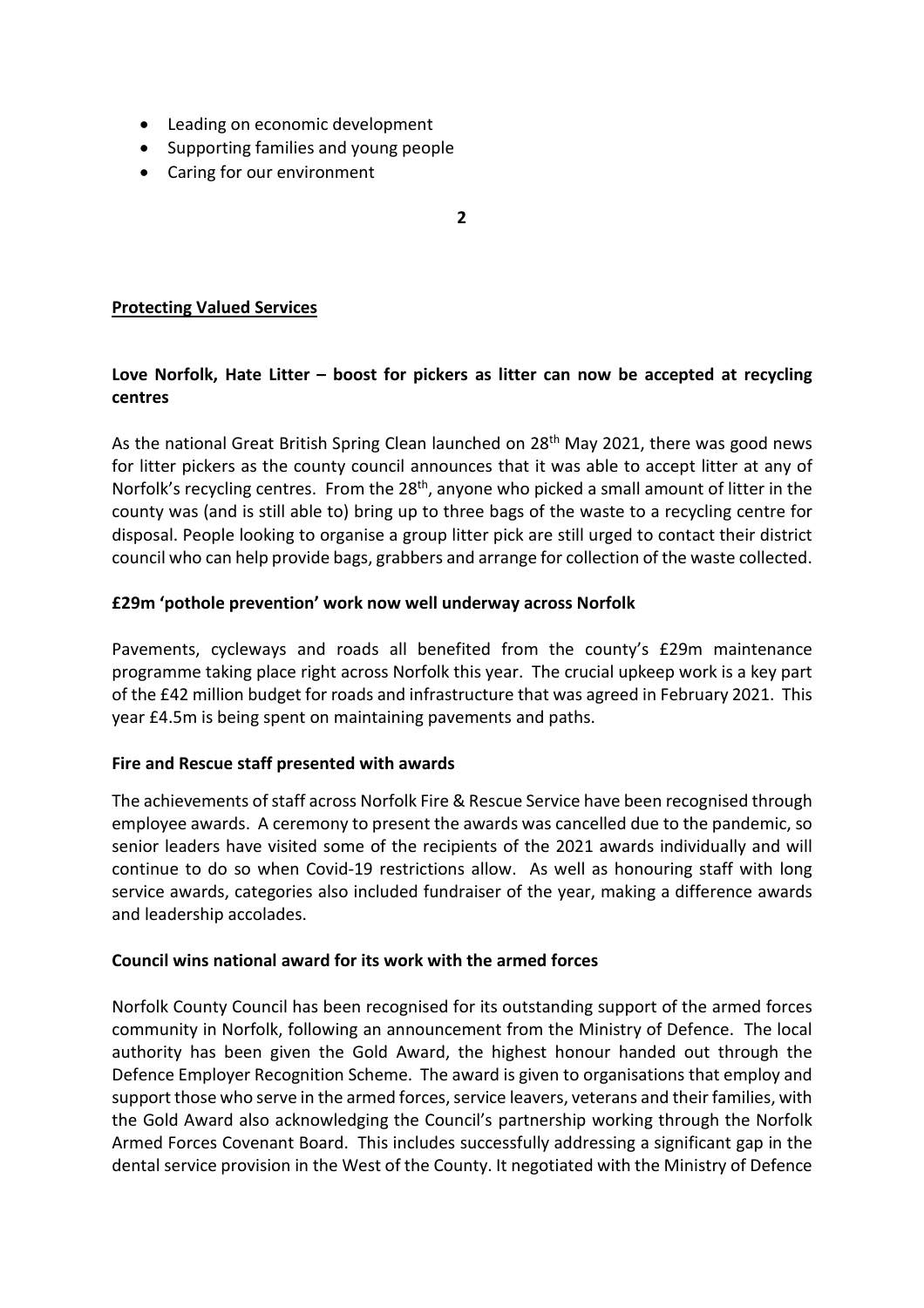- Leading on economic development
- Supporting families and young people
- Caring for our environment

**2**

## Protecting Valued Services

### Love Norfolk, Hate Litter – boost for pickers as litter can now be accepted at recycling centres

As the national Great British Spring Clean launched on 28th May 2021, there was good news for litter pickers as the county council announces that it was able to accept litter at any of Norfolk's recycling centres. From the 28th, anyone who picked a small amount of litter in the county was (and is still able to) bring up to three bags of the waste to a recycling centre for disposal. People looking to organise a group litter pick are still urged to contact their district council who can help provide bags, grabbers and arrange for collection of the waste collected.

### £29m 'pothole prevention' work now well underway across Norfolk

Pavements, cycleways and roads all benefited from the county's £29m maintenance programme taking place right across Norfolk this year. The crucial upkeep work is a key part of the £42 million budget for roads and infrastructure that was agreed in February 2021. This year £4.5m is being spent on maintaining pavements and paths.

### Fire and Rescue staff presented with awards

The achievements of staff across Norfolk Fire & Rescue Service have been recognised through employee awards. A ceremony to present the awards was cancelled due to the pandemic, so senior leaders have visited some of the recipients of the 2021 awards individually and will continue to do so when Covid-19 restrictions allow. As well as honouring staff with long service awards, categories also included fundraiser of the year, making a difference awards and leadership accolades.

### Council wins national award for its work with the armed forces

Norfolk County Council has been recognised for its outstanding support of the armed forces community in Norfolk, following an announcement from the Ministry of Defence. The local authority has been given the Gold Award, the highest honour handed out through the Defence Employer Recognition Scheme. The award is given to organisations that employ and support those who serve in the armed forces, service leavers, veterans and their families, with the Gold Award also acknowledging the Council's partnership working through the Norfolk Armed Forces Covenant Board. This includes successfully addressing a significant gap in the dental service provision in the West of the County. It negotiated with the Ministry of Defence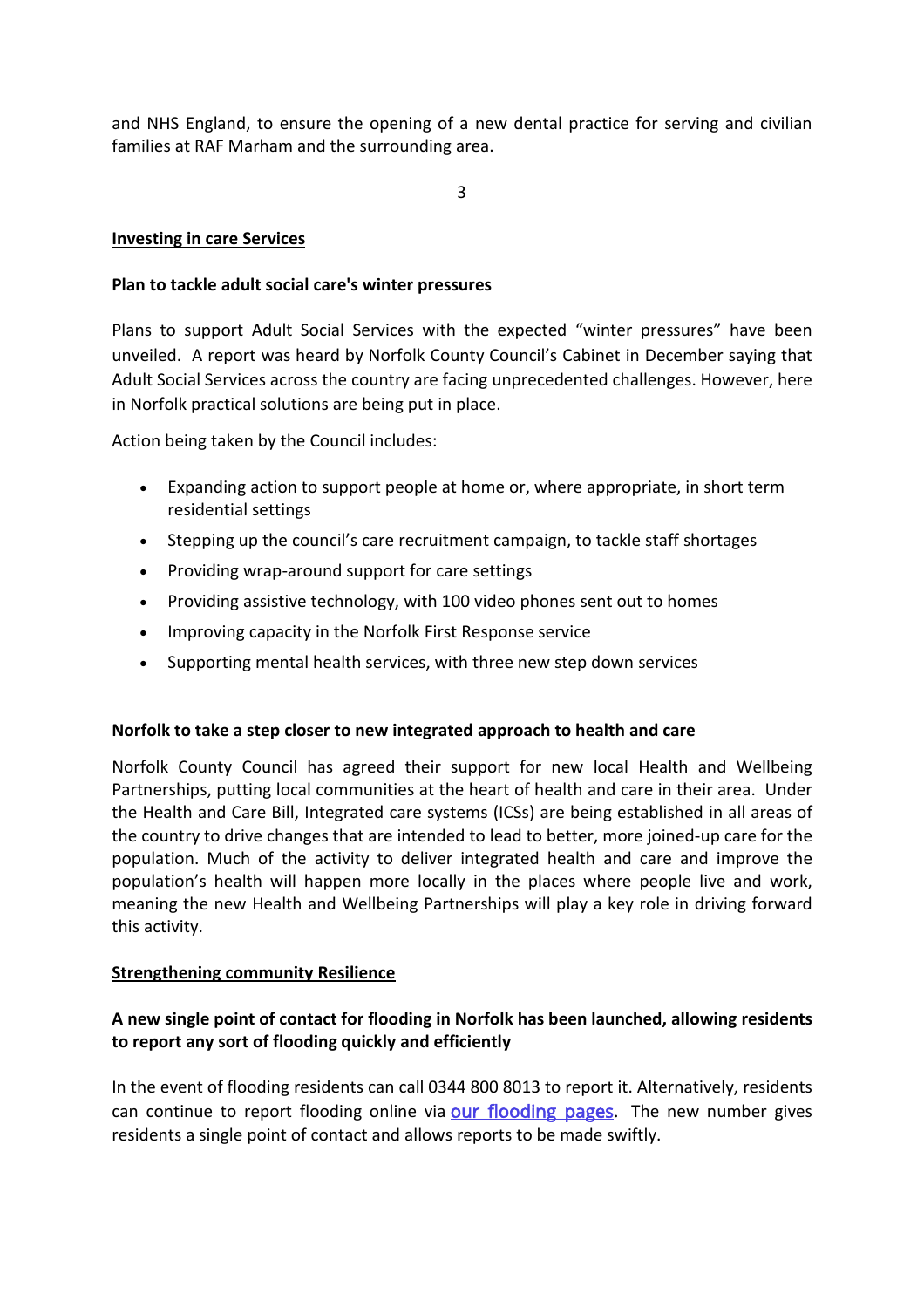and NHS England, to ensure the opening of a new dental practice for serving and civilian families at RAF Marham and the surrounding area.

## Investing in care Services

### Plan to tackle adult social care's winter pressures

Plans to support Adult Social Services with the expected "winter pressures" have been unveiled. A report was heard by Norfolk County Council's Cabinet in December saying that Adult Social Services across the country are facing unprecedented challenges. However, here in Norfolk practical solutions are being put in place.

Action being taken by the Council includes:

- Expanding action to support people at home or, where appropriate, in short term residential settings
- Stepping up the council's care recruitment campaign, to tackle staff shortages
- Providing wrap-around support for care settings
- Providing assistive technology, with 100 video phones sent out to homes
- Improving capacity in the Norfolk First Response service
- Supporting mental health services, with three new step down services

### Norfolk to take a step closer to new integrated approach to health and care

Norfolk County Council has agreed their support for new local Health and Wellbeing Partnerships, putting local communities at the heart of health and care in their area. Under the Health and Care Bill, Integrated care systems (ICSs) are being established in all areas of the country to drive changes that are intended to lead to better, more joined-up care for the population. Much of the activity to deliver integrated health and care and improve the population's health will happen more locally in the places where people live and work, meaning the new Health and Wellbeing Partnerships will play a key role in driving forward this activity.

## Strengthening community Resilience

### A new single point of contact for flooding in Norfolk has been launched, allowing residents to report any sort of flooding quickly and efficiently

In the event of flooding residents can call 0344 800 8013 to report it. Alternatively, residents can continue to report flooding online via our flooding pages. The new number gives residents a single point of contact and allows reports to be made swiftly.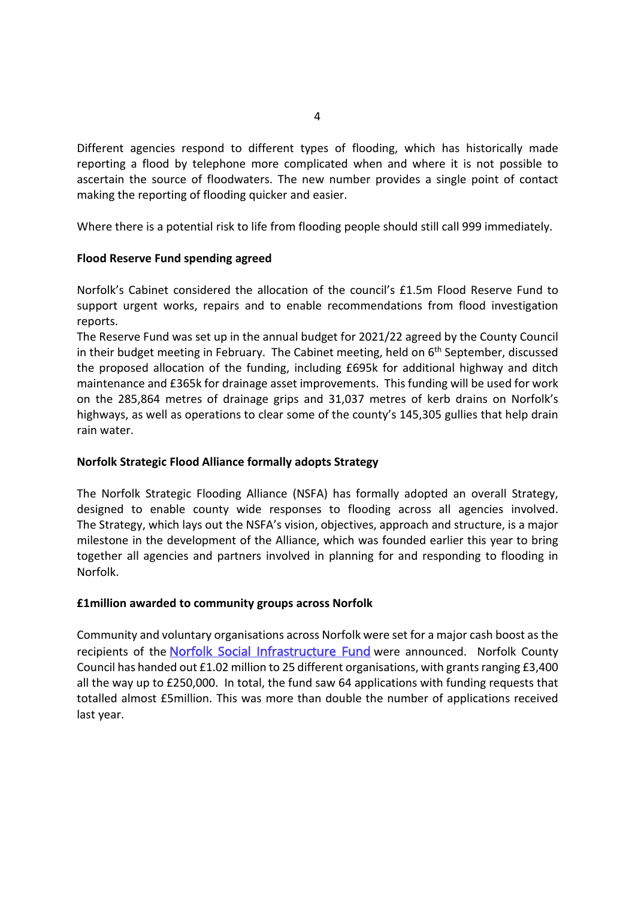Different agencies respond to different types of flooding, which has historically made reporting a flood by telephone more complicated when and where it is not possible to ascertain the source of floodwaters. The new number provides a single point of contact making the reporting of flooding quicker and easier.

Where there is a potential risk to life from flooding people should still call 999 immediately.

**Flood Reserve Fund spending agreed**

Norfolk's Cabinet considered the allocation of the council's £1.5m Flood Reserve Fund to support urgent works, repairs and to enable recommendations from flood investigation reports.
The Reserve Fund was set up in the annual budget for 2021/22 agreed by the County Council in their budget meeting in February. The Cabinet meeting, held on 6th September, discussed the proposed allocation of the funding, including £695k for additional highway and ditch maintenance and £365k for drainage asset improvements. This funding will be used for work on the 285,864 metres of drainage grips and 31,037 metres of kerb drains on Norfolk's highways, as well as operations to clear some of the county's 145,305 gullies that help drain rain water.

**Norfolk Strategic Flood Alliance formally adopts Strategy**

The Norfolk Strategic Flooding Alliance (NSFA) has formally adopted an overall Strategy, designed to enable county wide responses to flooding across all agencies involved. The Strategy, which lays out the NSFA's vision, objectives, approach and structure, is a major milestone in the development of the Alliance, which was founded earlier this year to bring together all agencies and partners involved in planning for and responding to flooding in Norfolk.

**£1million awarded to community groups across Norfolk**

Community and voluntary organisations across Norfolk were set for a major cash boost as the recipients of the Norfolk Social Infrastructure Fund were announced. Norfolk County Council has handed out £1.02 million to 25 different organisations, with grants ranging £3,400 all the way up to £250,000. In total, the fund saw 64 applications with funding requests that totalled almost £5million. This was more than double the number of applications received last year.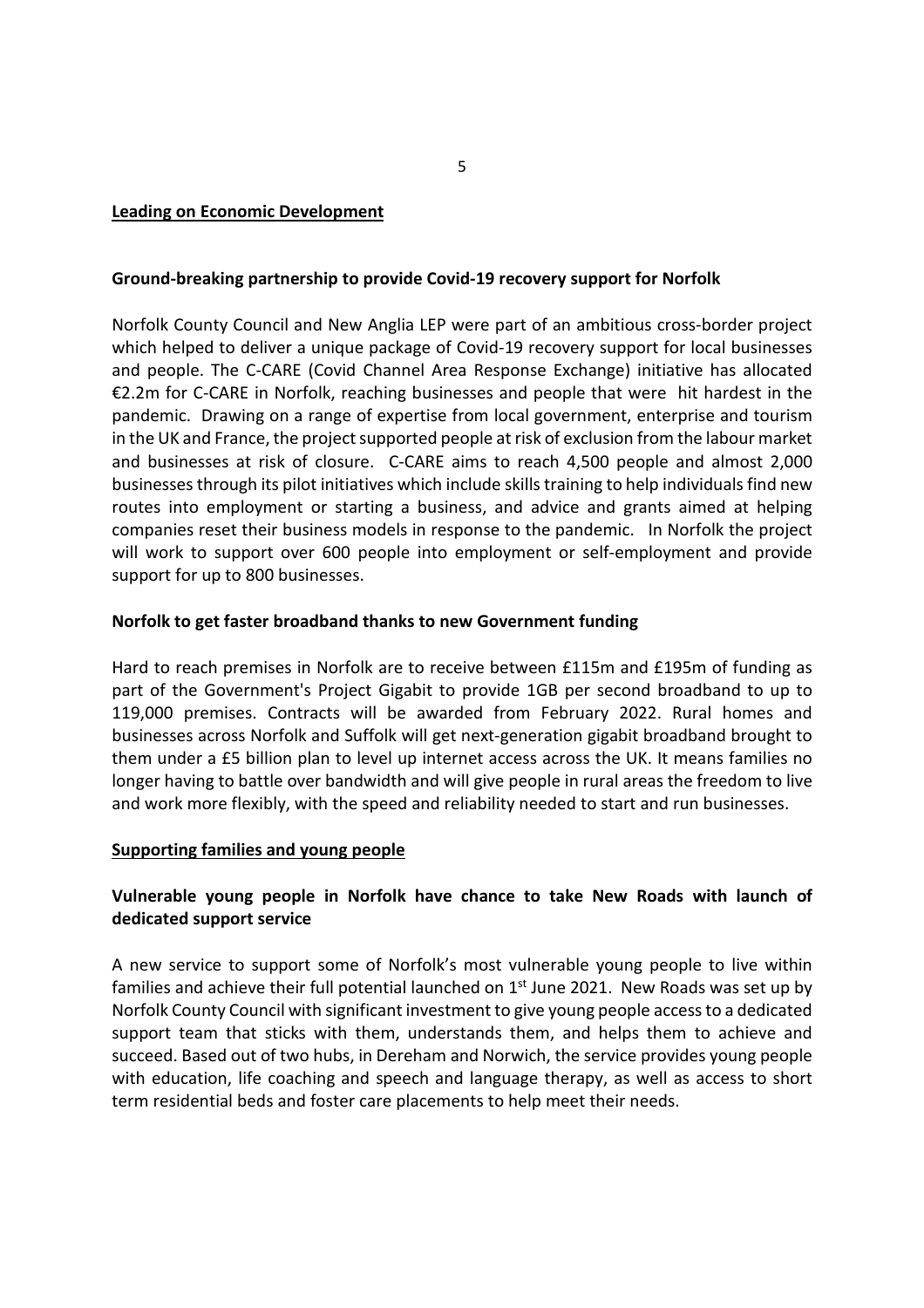## Leading on Economic Development

### Ground-breaking partnership to provide Covid-19 recovery support for Norfolk

Norfolk County Council and New Anglia LEP were part of an ambitious cross-border project which helped to deliver a unique package of Covid-19 recovery support for local businesses and people. The C-CARE (Covid Channel Area Response Exchange) initiative has allocated €2.2m for C-CARE in Norfolk, reaching businesses and people that were hit hardest in the pandemic. Drawing on a range of expertise from local government, enterprise and tourism in the UK and France, the project supported people at risk of exclusion from the labour market and businesses at risk of closure. C-CARE aims to reach 4,500 people and almost 2,000 businesses through its pilot initiatives which include skills training to help individuals find new routes into employment or starting a business, and advice and grants aimed at helping companies reset their business models in response to the pandemic. In Norfolk the project will work to support over 600 people into employment or self-employment and provide support for up to 800 businesses.

### Norfolk to get faster broadband thanks to new Government funding

Hard to reach premises in Norfolk are to receive between £115m and £195m of funding as part of the Government's Project Gigabit to provide 1GB per second broadband to up to 119,000 premises. Contracts will be awarded from February 2022. Rural homes and businesses across Norfolk and Suffolk will get next-generation gigabit broadband brought to them under a £5 billion plan to level up internet access across the UK. It means families no longer having to battle over bandwidth and will give people in rural areas the freedom to live and work more flexibly, with the speed and reliability needed to start and run businesses.

## Supporting families and young people

### Vulnerable young people in Norfolk have chance to take New Roads with launch of dedicated support service

A new service to support some of Norfolk's most vulnerable young people to live within families and achieve their full potential launched on 1st June 2021. New Roads was set up by Norfolk County Council with significant investment to give young people access to a dedicated support team that sticks with them, understands them, and helps them to achieve and succeed. Based out of two hubs, in Dereham and Norwich, the service provides young people with education, life coaching and speech and language therapy, as well as access to short term residential beds and foster care placements to help meet their needs.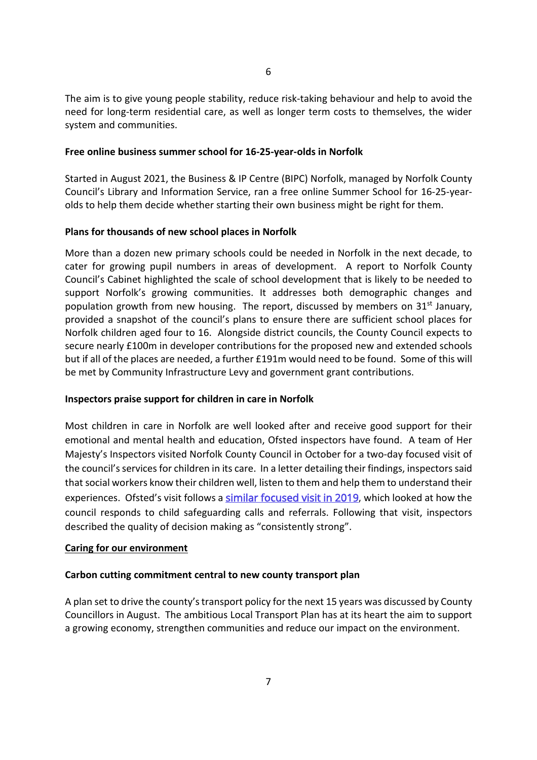The aim is to give young people stability, reduce risk-taking behaviour and help to avoid the need for long-term residential care, as well as longer term costs to themselves, the wider system and communities.

**Free online business summer school for 16-25-year-olds in Norfolk**

Started in August 2021, the Business & IP Centre (BIPC) Norfolk, managed by Norfolk County Council's Library and Information Service, ran a free online Summer School for 16-25-year-olds to help them decide whether starting their own business might be right for them.

**Plans for thousands of new school places in Norfolk**

More than a dozen new primary schools could be needed in Norfolk in the next decade, to cater for growing pupil numbers in areas of development. A report to Norfolk County Council's Cabinet highlighted the scale of school development that is likely to be needed to support Norfolk's growing communities. It addresses both demographic changes and population growth from new housing. The report, discussed by members on 31st January, provided a snapshot of the council's plans to ensure there are sufficient school places for Norfolk children aged four to 16. Alongside district councils, the County Council expects to secure nearly £100m in developer contributions for the proposed new and extended schools but if all of the places are needed, a further £191m would need to be found. Some of this will be met by Community Infrastructure Levy and government grant contributions.

**Inspectors praise support for children in care in Norfolk**

Most children in care in Norfolk are well looked after and receive good support for their emotional and mental health and education, Ofsted inspectors have found. A team of Her Majesty's Inspectors visited Norfolk County Council in October for a two-day focused visit of the council's services for children in its care. In a letter detailing their findings, inspectors said that social workers know their children well, listen to them and help them to understand their experiences. Ofsted's visit follows a similar focused visit in 2019, which looked at how the council responds to child safeguarding calls and referrals. Following that visit, inspectors described the quality of decision making as "consistently strong".

**Caring for our environment**

**Carbon cutting commitment central to new county transport plan**

A plan set to drive the county's transport policy for the next 15 years was discussed by County Councillors in August. The ambitious Local Transport Plan has at its heart the aim to support a growing economy, strengthen communities and reduce our impact on the environment.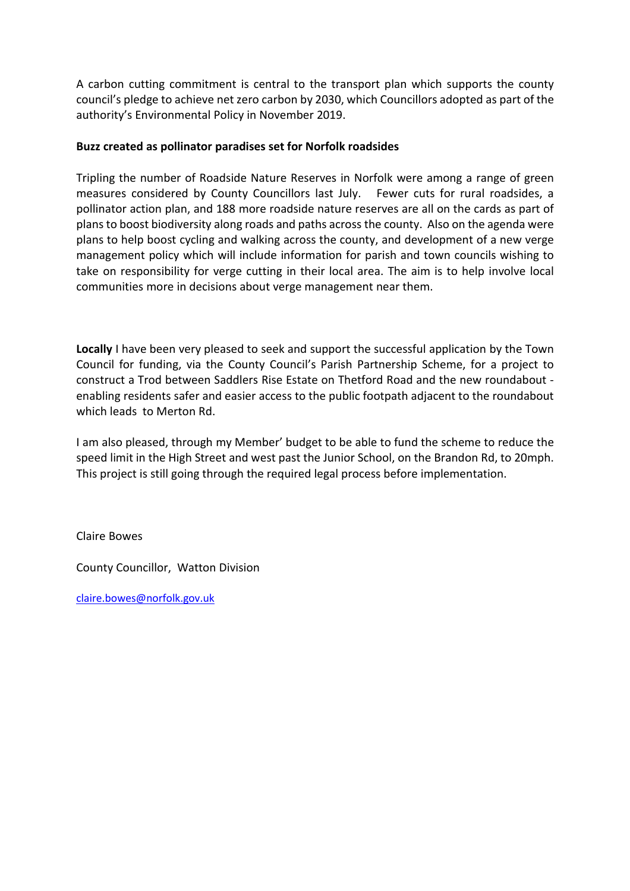A carbon cutting commitment is central to the transport plan which supports the county council's pledge to achieve net zero carbon by 2030, which Councillors adopted as part of the authority's Environmental Policy in November 2019.

**Buzz created as pollinator paradises set for Norfolk roadsides**

Tripling the number of Roadside Nature Reserves in Norfolk were among a range of green measures considered by County Councillors last July. Fewer cuts for rural roadsides, a pollinator action plan, and 188 more roadside nature reserves are all on the cards as part of plans to boost biodiversity along roads and paths across the county. Also on the agenda were plans to help boost cycling and walking across the county, and development of a new verge management policy which will include information for parish and town councils wishing to take on responsibility for verge cutting in their local area. The aim is to help involve local communities more in decisions about verge management near them.

**Locally** I have been very pleased to seek and support the successful application by the Town Council for funding, via the County Council's Parish Partnership Scheme, for a project to construct a Trod between Saddlers Rise Estate on Thetford Road and the new roundabout - enabling residents safer and easier access to the public footpath adjacent to the roundabout which leads to Merton Rd.

I am also pleased, through my Member' budget to be able to fund the scheme to reduce the speed limit in the High Street and west past the Junior School, on the Brandon Rd, to 20mph. This project is still going through the required legal process before implementation.

Claire Bowes

County Councillor, Watton Division

claire.bowes@norfolk.gov.uk